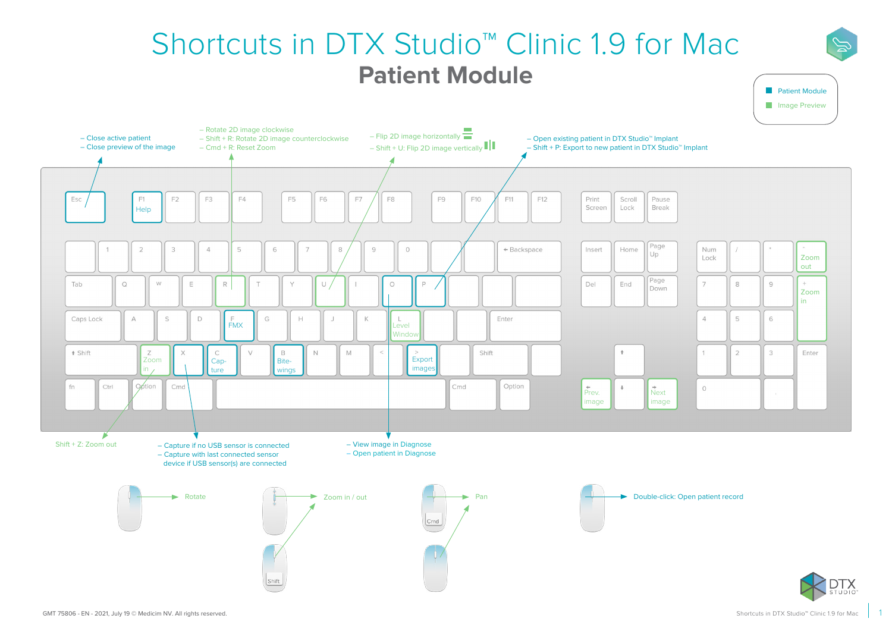# Shortcuts in DTX Studio™ Clinic 1.9 for Mac

## Patient Module

- Patient Module
- Image Preview

**Esc**
- Close active patient
- Close preview of the image

**F1**: Help

**R**
- Rotate 2D image clockwise
- Shift + R: Rotate 2D image counterclockwise
- Cmd + R: Reset Zoom

**U**
- Flip 2D image horizontally
- Shift + U: Flip 2D image vertically

**P**
- Open existing patient in DTX Studio™ Implant
- Shift + P: Export to new patient in DTX Studio™ Implant

**O**
- View image in Diagnose
- Open patient in Diagnose

**F**: FMX

**L**: Level Window

**Z**: Zoom in
- Shift + Z: Zoom out

**X**
- Capture if no USB sensor is connected
- Capture with last connected sensor device if USB sensor(s) are connected

**C**: Capture

**B**: Bitewings

**>**: Export images

**←**: Prev. image

**→**: Next image

**- (numpad)**: Zoom out

**+ (numpad)**: Zoom in

**Mouse**
- Rotate
- Zoom in / out (Shift)
- Pan (Cmd)
- Double-click: Open patient record

GMT 75806 - EN - 2021, July 19 © Medicim NV. All rights reserved.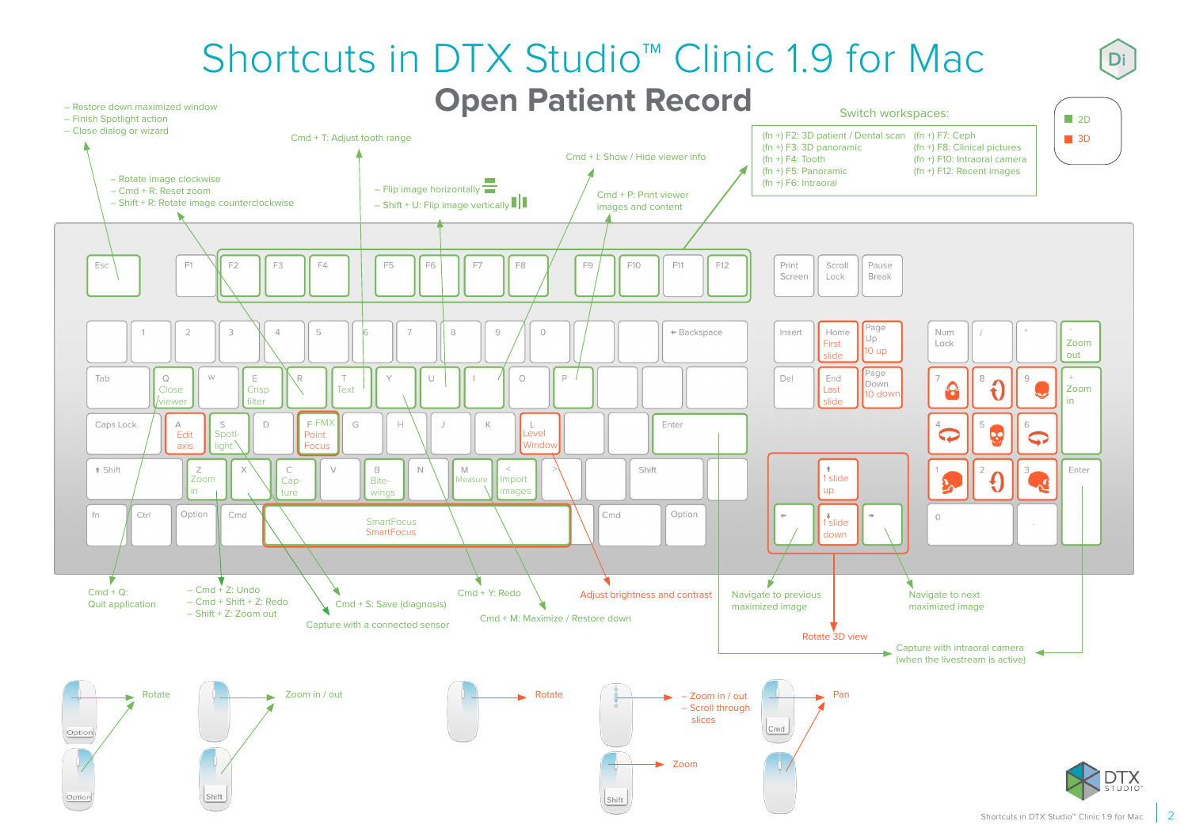# Shortcuts in DTX Studio™ Clinic 1.9 for Mac

## Open Patient Record

- 2D
- 3D

Switch workspaces:

- (fn +) F2: 3D patient / Dental scan
- (fn +) F3: 3D panoramic
- (fn +) F4: Tooth
- (fn +) F5: Panoramic
- (fn +) F6: Intraoral
- (fn +) F7: Ceph
- (fn +) F8: Clinical pictures
- (fn +) F10: Intraoral camera
- (fn +) F12: Recent images

Esc:
- Restore down maximized window
- Finish Spotlight action
- Close dialog or wizard

R:
- Rotate image clockwise
- Cmd + R: Reset zoom
- Shift + R: Rotate image counterclockwise

Cmd + T: Adjust tooth range

U:
- Flip image horizontally
- Shift + U: Flip image vertically

Cmd + I: Show / Hide viewer info

Cmd + P: Print viewer images and content

Keyboard keys:

- Q: Close viewer
- E: Crisp filter
- T: Text
- A: Edit axis
- S: Spotlight
- F: FMX Point Focus
- L: Level Window
- Z: Zoom in
- C: Capture
- B: Bitewings
- M: Measure
- <: Import images
- Space: SmartFocus / SmartFocus
- Home: First slide
- End: Last slide
- Page Up: 10 up
- Page Down: 10 down
- Num pad -: Zoom out
- Num pad +: Zoom in
- ↑: 1 slide up
- ↓: 1 slide down

Cmd + Q: Quit application

Z:
- Cmd + Z: Undo
- Cmd + Shift + Z: Redo
- Shift + Z: Zoom out

Cmd + S: Save (diagnosis)

Capture with a connected sensor

Cmd + Y: Redo

Cmd + M: Maximize / Restore down

Adjust brightness and contrast

Navigate to previous maximized image

Navigate to next maximized image

Rotate 3D view

Capture with intraoral camera (when the livestream is active)

Mouse:

- Option: Rotate
- Shift: Zoom in / out
- Rotate
- Zoom in / out; Scroll through slices
- Shift: Zoom
- Cmd: Pan